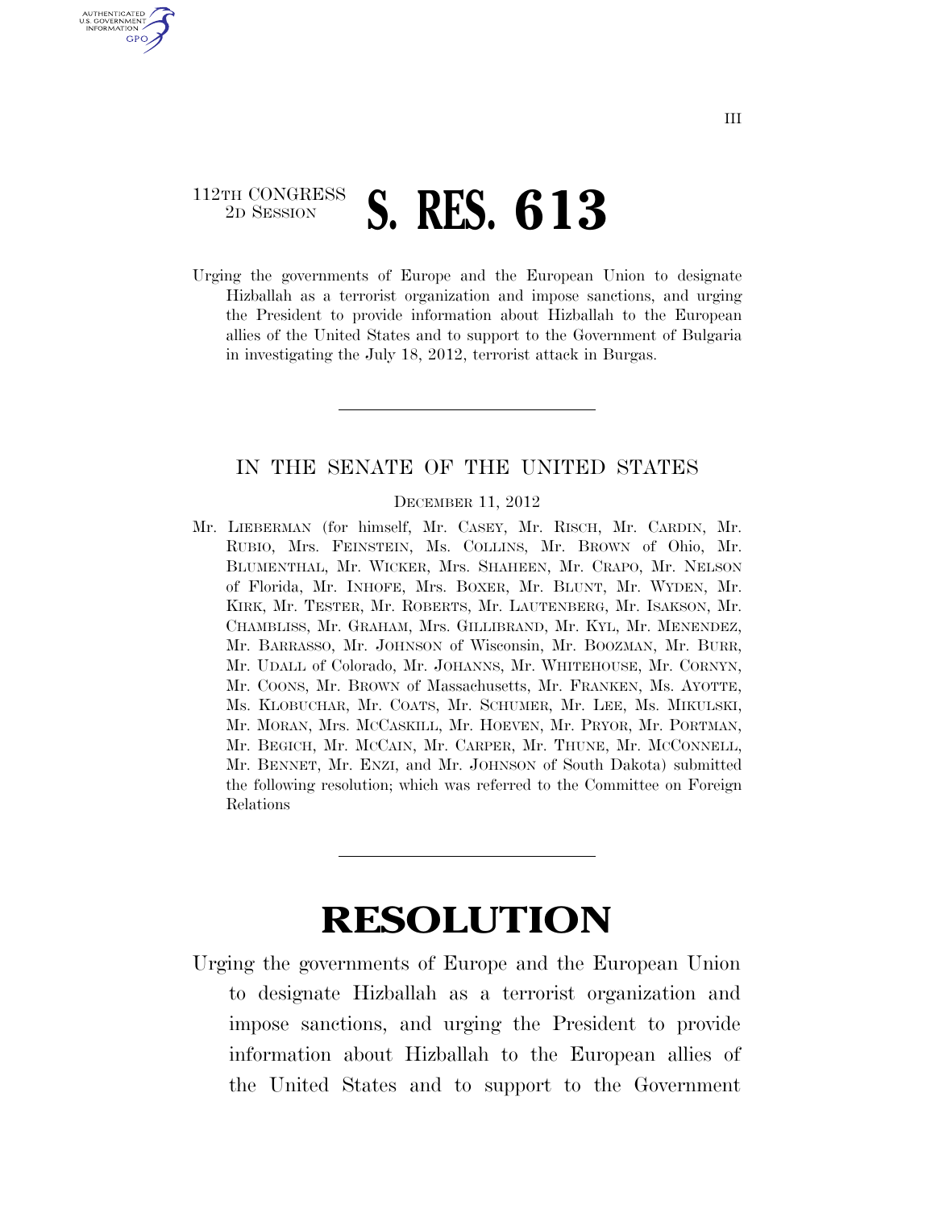112TH CONGRESS
2D SESSION

# S. RES. 613

Urging the governments of Europe and the European Union to designate Hizballah as a terrorist organization and impose sanctions, and urging the President to provide information about Hizballah to the European allies of the United States and to support to the Government of Bulgaria in investigating the July 18, 2012, terrorist attack in Burgas.

---

IN THE SENATE OF THE UNITED STATES

DECEMBER 11, 2012

Mr. LIEBERMAN (for himself, Mr. CASEY, Mr. RISCH, Mr. CARDIN, Mr. RUBIO, Mrs. FEINSTEIN, Ms. COLLINS, Mr. BROWN of Ohio, Mr. BLUMENTHAL, Mr. WICKER, Mrs. SHAHEEN, Mr. CRAPO, Mr. NELSON of Florida, Mr. INHOFE, Mrs. BOXER, Mr. BLUNT, Mr. WYDEN, Mr. KIRK, Mr. TESTER, Mr. ROBERTS, Mr. LAUTENBERG, Mr. ISAKSON, Mr. CHAMBLISS, Mr. GRAHAM, Mrs. GILLIBRAND, Mr. KYL, Mr. MENENDEZ, Mr. BARRASSO, Mr. JOHNSON of Wisconsin, Mr. BOOZMAN, Mr. BURR, Mr. UDALL of Colorado, Mr. JOHANNS, Mr. WHITEHOUSE, Mr. CORNYN, Mr. COONS, Mr. BROWN of Massachusetts, Mr. FRANKEN, Ms. AYOTTE, Ms. KLOBUCHAR, Mr. COATS, Mr. SCHUMER, Mr. LEE, Ms. MIKULSKI, Mr. MORAN, Mrs. MCCASKILL, Mr. HOEVEN, Mr. PRYOR, Mr. PORTMAN, Mr. BEGICH, Mr. MCCAIN, Mr. CARPER, Mr. THUNE, Mr. MCCONNELL, Mr. BENNET, Mr. ENZI, and Mr. JOHNSON of South Dakota) submitted the following resolution; which was referred to the Committee on Foreign Relations

---

# RESOLUTION

Urging the governments of Europe and the European Union to designate Hizballah as a terrorist organization and impose sanctions, and urging the President to provide information about Hizballah to the European allies of the United States and to support to the Government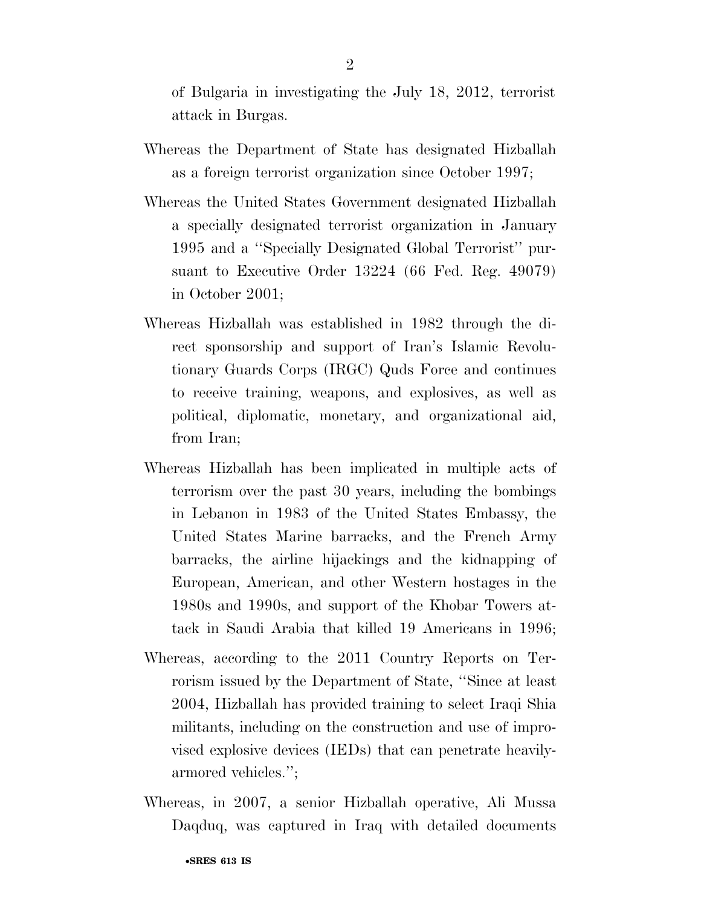of Bulgaria in investigating the July 18, 2012, terrorist attack in Burgas.

Whereas the Department of State has designated Hizballah as a foreign terrorist organization since October 1997;

Whereas the United States Government designated Hizballah a specially designated terrorist organization in January 1995 and a ''Specially Designated Global Terrorist'' pursuant to Executive Order 13224 (66 Fed. Reg. 49079) in October 2001;

Whereas Hizballah was established in 1982 through the direct sponsorship and support of Iran's Islamic Revolutionary Guards Corps (IRGC) Quds Force and continues to receive training, weapons, and explosives, as well as political, diplomatic, monetary, and organizational aid, from Iran;

Whereas Hizballah has been implicated in multiple acts of terrorism over the past 30 years, including the bombings in Lebanon in 1983 of the United States Embassy, the United States Marine barracks, and the French Army barracks, the airline hijackings and the kidnapping of European, American, and other Western hostages in the 1980s and 1990s, and support of the Khobar Towers attack in Saudi Arabia that killed 19 Americans in 1996;

Whereas, according to the 2011 Country Reports on Terrorism issued by the Department of State, ''Since at least 2004, Hizballah has provided training to select Iraqi Shia militants, including on the construction and use of improvised explosive devices (IEDs) that can penetrate heavily-armored vehicles.'';

Whereas, in 2007, a senior Hizballah operative, Ali Mussa Daqduq, was captured in Iraq with detailed documents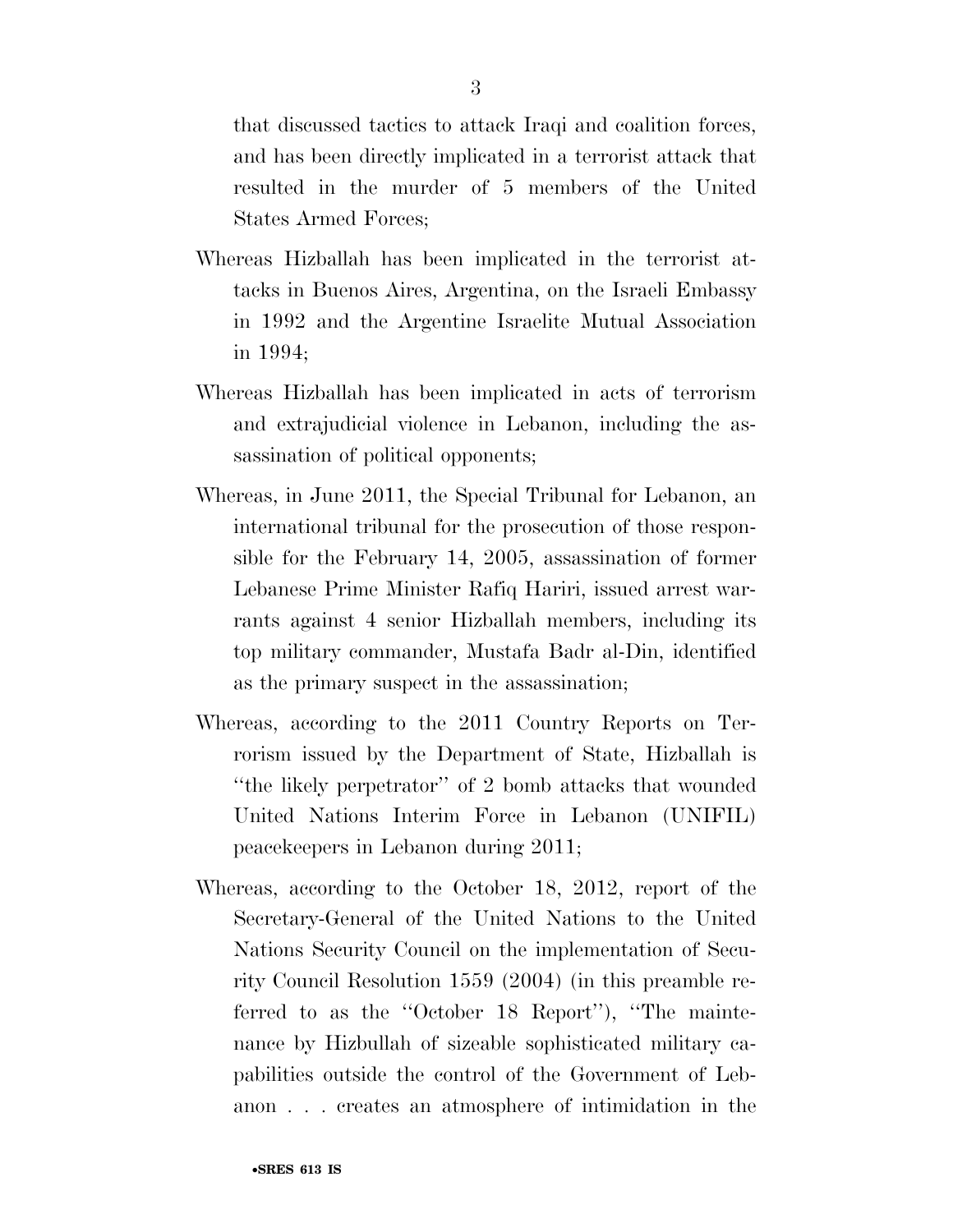that discussed tactics to attack Iraqi and coalition forces, and has been directly implicated in a terrorist attack that resulted in the murder of 5 members of the United States Armed Forces;

Whereas Hizballah has been implicated in the terrorist attacks in Buenos Aires, Argentina, on the Israeli Embassy in 1992 and the Argentine Israelite Mutual Association in 1994;

Whereas Hizballah has been implicated in acts of terrorism and extrajudicial violence in Lebanon, including the assassination of political opponents;

Whereas, in June 2011, the Special Tribunal for Lebanon, an international tribunal for the prosecution of those responsible for the February 14, 2005, assassination of former Lebanese Prime Minister Rafiq Hariri, issued arrest warrants against 4 senior Hizballah members, including its top military commander, Mustafa Badr al-Din, identified as the primary suspect in the assassination;

Whereas, according to the 2011 Country Reports on Terrorism issued by the Department of State, Hizballah is "the likely perpetrator" of 2 bomb attacks that wounded United Nations Interim Force in Lebanon (UNIFIL) peacekeepers in Lebanon during 2011;

Whereas, according to the October 18, 2012, report of the Secretary-General of the United Nations to the United Nations Security Council on the implementation of Security Council Resolution 1559 (2004) (in this preamble referred to as the "October 18 Report"), "The maintenance by Hizbullah of sizeable sophisticated military capabilities outside the control of the Government of Lebanon . . . creates an atmosphere of intimidation in the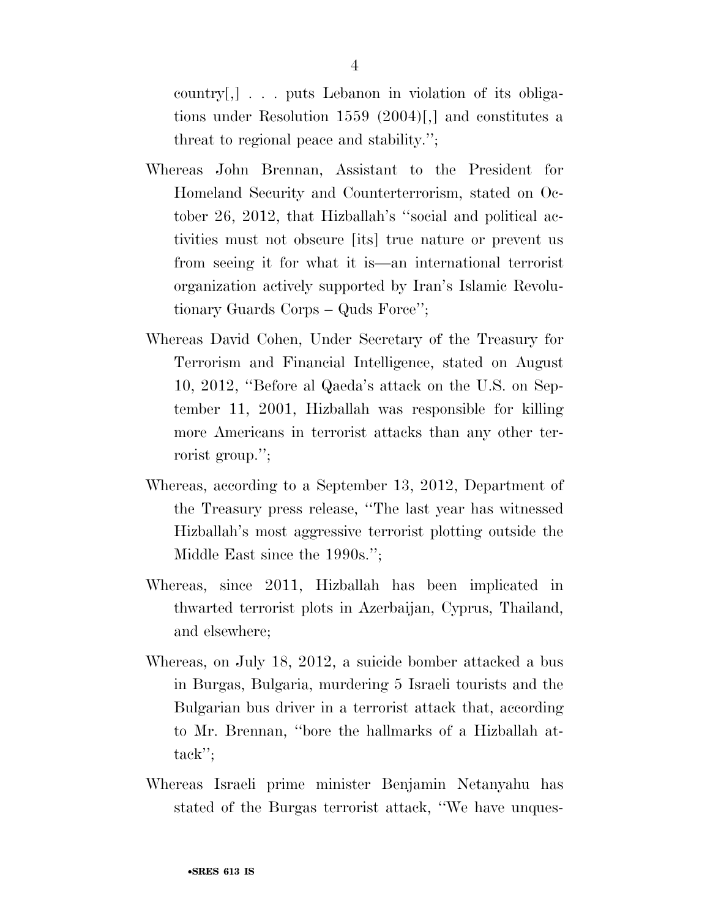country[,] . . . puts Lebanon in violation of its obligations under Resolution 1559 (2004)[,] and constitutes a threat to regional peace and stability.'';

Whereas John Brennan, Assistant to the President for Homeland Security and Counterterrorism, stated on October 26, 2012, that Hizballah's ''social and political activities must not obscure [its] true nature or prevent us from seeing it for what it is—an international terrorist organization actively supported by Iran's Islamic Revolutionary Guards Corps – Quds Force'';

Whereas David Cohen, Under Secretary of the Treasury for Terrorism and Financial Intelligence, stated on August 10, 2012, ''Before al Qaeda's attack on the U.S. on September 11, 2001, Hizballah was responsible for killing more Americans in terrorist attacks than any other terrorist group.'';

Whereas, according to a September 13, 2012, Department of the Treasury press release, ''The last year has witnessed Hizballah's most aggressive terrorist plotting outside the Middle East since the 1990s.'';

Whereas, since 2011, Hizballah has been implicated in thwarted terrorist plots in Azerbaijan, Cyprus, Thailand, and elsewhere;

Whereas, on July 18, 2012, a suicide bomber attacked a bus in Burgas, Bulgaria, murdering 5 Israeli tourists and the Bulgarian bus driver in a terrorist attack that, according to Mr. Brennan, ''bore the hallmarks of a Hizballah attack'';

Whereas Israeli prime minister Benjamin Netanyahu has stated of the Burgas terrorist attack, ''We have unques-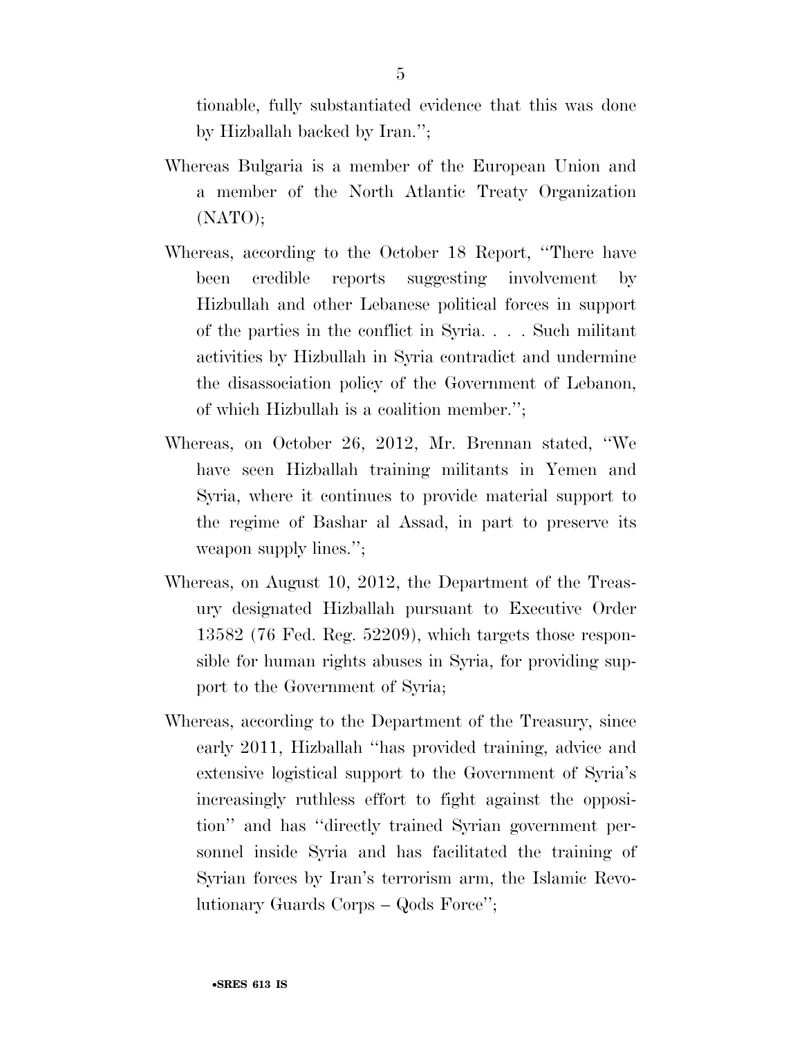tionable, fully substantiated evidence that this was done by Hizballah backed by Iran.'';

Whereas Bulgaria is a member of the European Union and a member of the North Atlantic Treaty Organization (NATO);

Whereas, according to the October 18 Report, ''There have been credible reports suggesting involvement by Hizbullah and other Lebanese political forces in support of the parties in the conflict in Syria. . . . Such militant activities by Hizbullah in Syria contradict and undermine the disassociation policy of the Government of Lebanon, of which Hizbullah is a coalition member.'';

Whereas, on October 26, 2012, Mr. Brennan stated, ''We have seen Hizballah training militants in Yemen and Syria, where it continues to provide material support to the regime of Bashar al Assad, in part to preserve its weapon supply lines.'';

Whereas, on August 10, 2012, the Department of the Treasury designated Hizballah pursuant to Executive Order 13582 (76 Fed. Reg. 52209), which targets those responsible for human rights abuses in Syria, for providing support to the Government of Syria;

Whereas, according to the Department of the Treasury, since early 2011, Hizballah ''has provided training, advice and extensive logistical support to the Government of Syria's increasingly ruthless effort to fight against the opposition'' and has ''directly trained Syrian government personnel inside Syria and has facilitated the training of Syrian forces by Iran's terrorism arm, the Islamic Revolutionary Guards Corps – Qods Force'';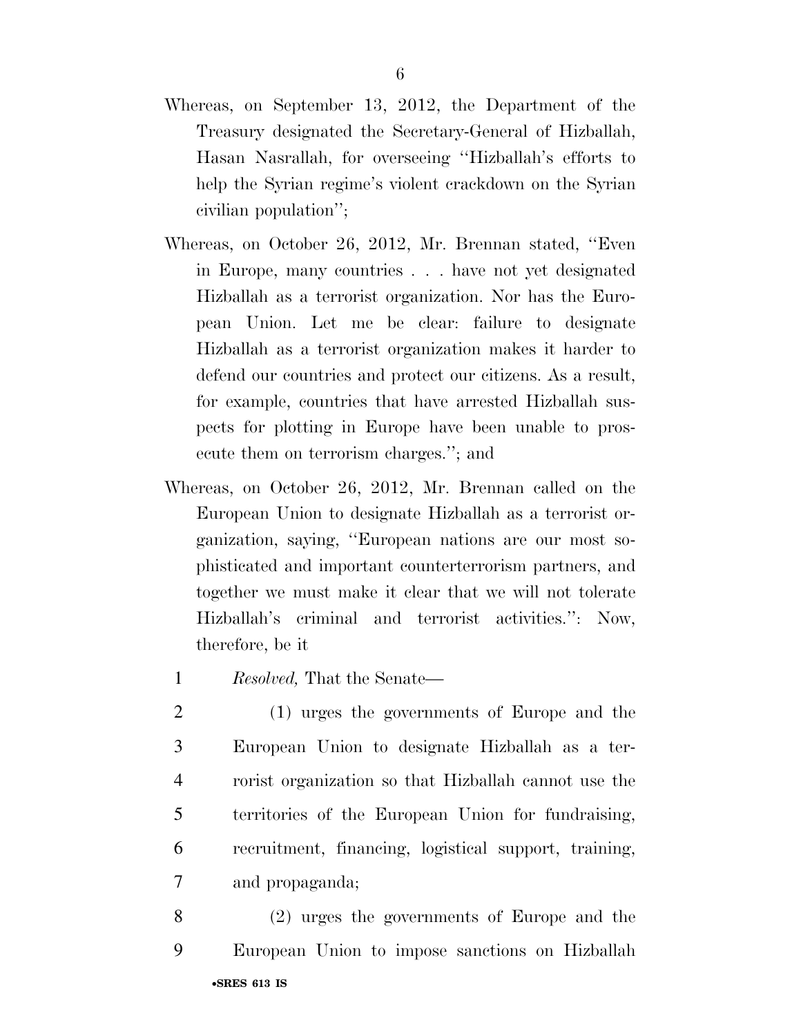Whereas, on September 13, 2012, the Department of the Treasury designated the Secretary-General of Hizballah, Hasan Nasrallah, for overseeing ''Hizballah's efforts to help the Syrian regime's violent crackdown on the Syrian civilian population'';

Whereas, on October 26, 2012, Mr. Brennan stated, ''Even in Europe, many countries . . . have not yet designated Hizballah as a terrorist organization. Nor has the European Union. Let me be clear: failure to designate Hizballah as a terrorist organization makes it harder to defend our countries and protect our citizens. As a result, for example, countries that have arrested Hizballah suspects for plotting in Europe have been unable to prosecute them on terrorism charges.''; and

Whereas, on October 26, 2012, Mr. Brennan called on the European Union to designate Hizballah as a terrorist organization, saying, ''European nations are our most sophisticated and important counterterrorism partners, and together we must make it clear that we will not tolerate Hizballah's criminal and terrorist activities.'': Now, therefore, be it

1 *Resolved,* That the Senate—

2 (1) urges the governments of Europe and the
3 European Union to designate Hizballah as a ter-
4 rorist organization so that Hizballah cannot use the
5 territories of the European Union for fundraising,
6 recruitment, financing, logistical support, training,
7 and propaganda;

8 (2) urges the governments of Europe and the
9 European Union to impose sanctions on Hizballah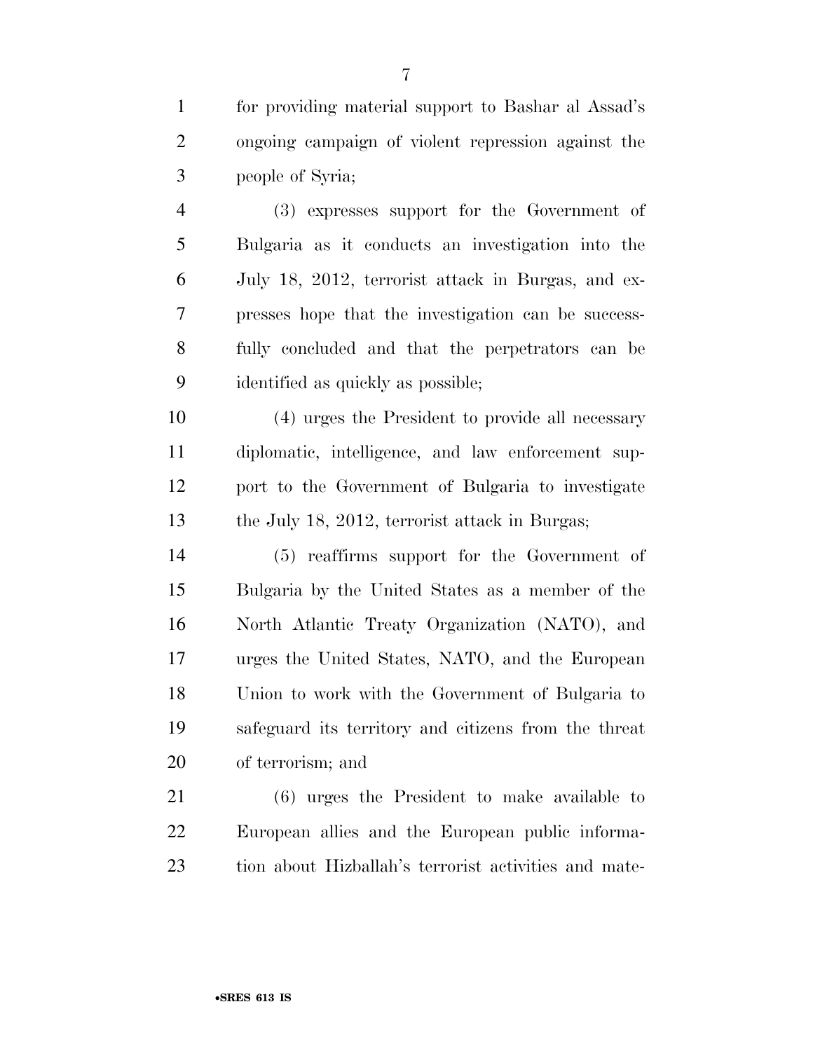for providing material support to Bashar al Assad's ongoing campaign of violent repression against the people of Syria;

(3) expresses support for the Government of Bulgaria as it conducts an investigation into the July 18, 2012, terrorist attack in Burgas, and expresses hope that the investigation can be successfully concluded and that the perpetrators can be identified as quickly as possible;

(4) urges the President to provide all necessary diplomatic, intelligence, and law enforcement support to the Government of Bulgaria to investigate the July 18, 2012, terrorist attack in Burgas;

(5) reaffirms support for the Government of Bulgaria by the United States as a member of the North Atlantic Treaty Organization (NATO), and urges the United States, NATO, and the European Union to work with the Government of Bulgaria to safeguard its territory and citizens from the threat of terrorism; and

(6) urges the President to make available to European allies and the European public information about Hizballah's terrorist activities and mate-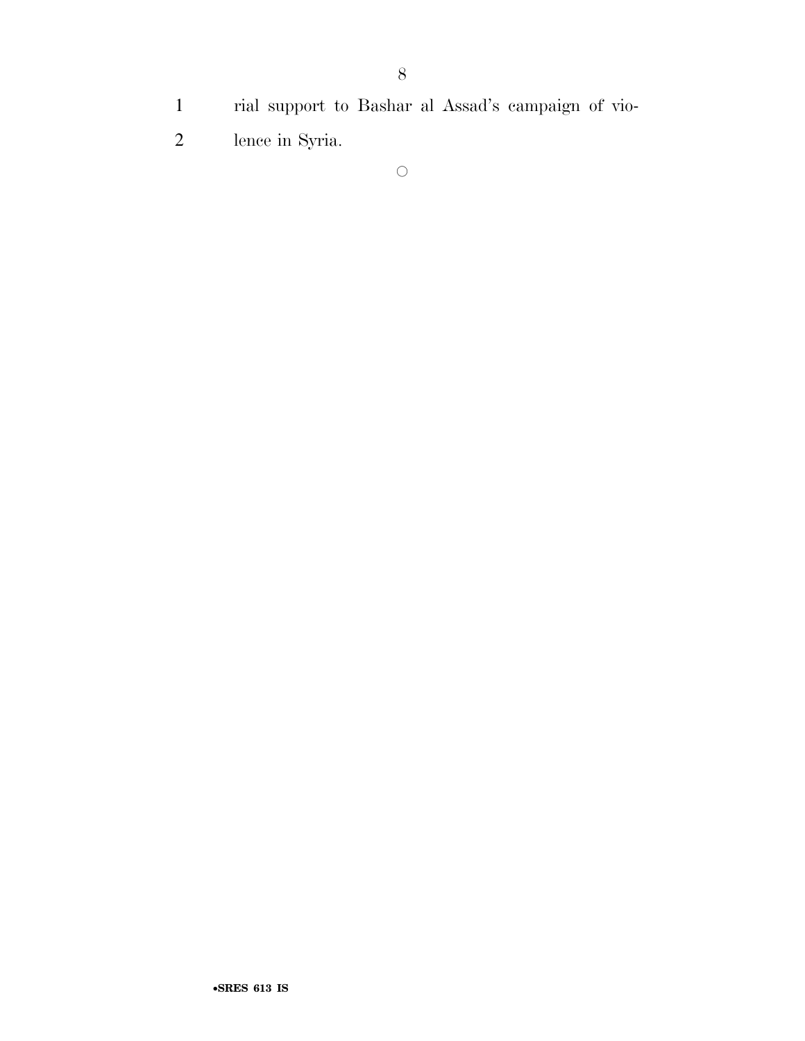rial support to Bashar al Assad's campaign of violence in Syria.

○